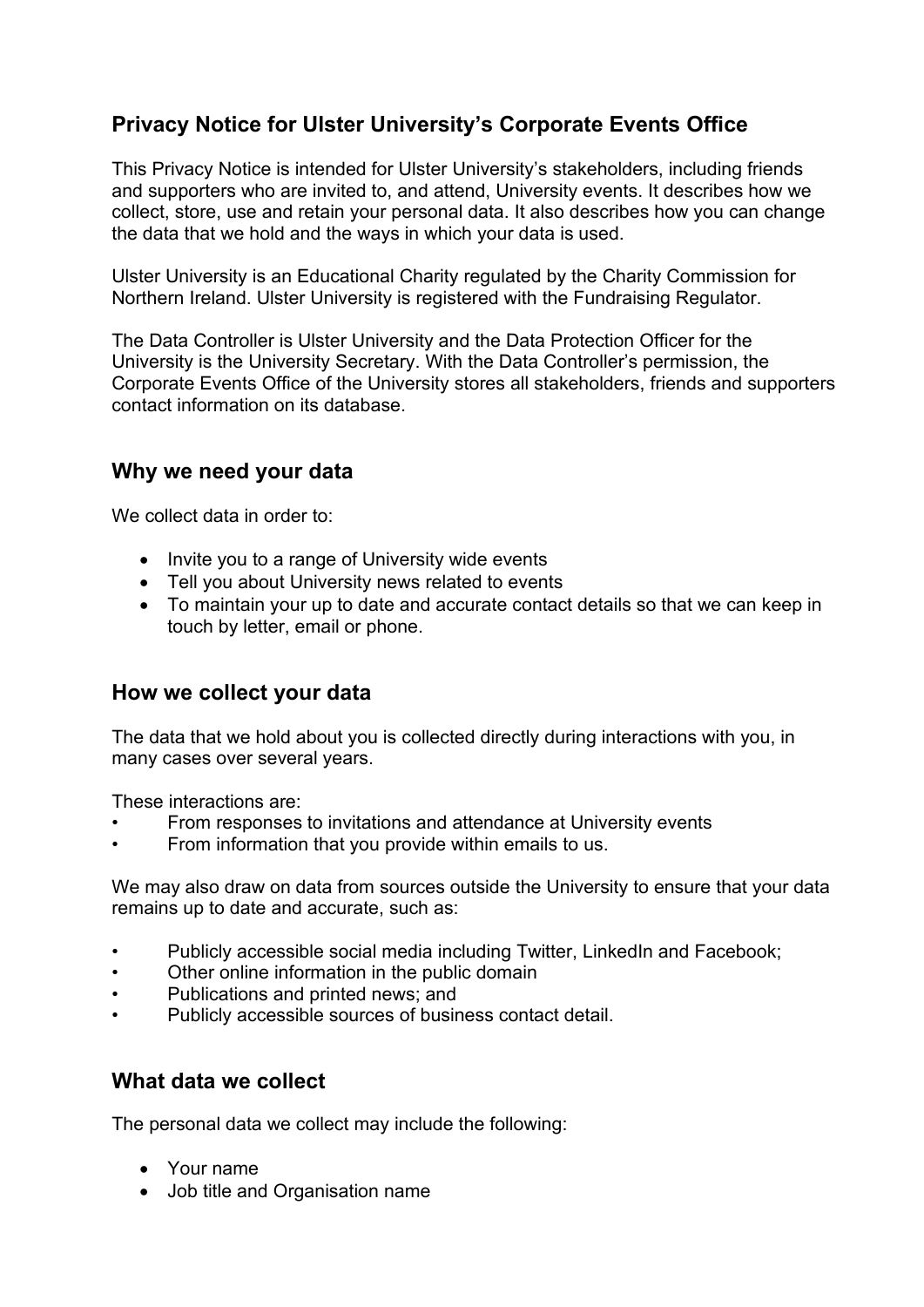# Privacy Notice for Ulster University's Corporate Events Office

This Privacy Notice is intended for Ulster University's stakeholders, including friends and supporters who are invited to, and attend, University events. It describes how we collect, store, use and retain your personal data. It also describes how you can change the data that we hold and the ways in which your data is used.

Ulster University is an Educational Charity regulated by the Charity Commission for Northern Ireland. Ulster University is registered with the Fundraising Regulator.

The Data Controller is Ulster University and the Data Protection Officer for the University is the University Secretary. With the Data Controller's permission, the Corporate Events Office of the University stores all stakeholders, friends and supporters contact information on its database.

## Why we need your data

We collect data in order to:

- Invite you to a range of University wide events
- Tell you about University news related to events
- To maintain your up to date and accurate contact details so that we can keep in touch by letter, email or phone.

## How we collect your data

The data that we hold about you is collected directly during interactions with you, in many cases over several years.

These interactions are:

- From responses to invitations and attendance at University events
- From information that you provide within emails to us.

We may also draw on data from sources outside the University to ensure that your data remains up to date and accurate, such as:

- Publicly accessible social media including Twitter, LinkedIn and Facebook;
- Other online information in the public domain
- Publications and printed news; and
- Publicly accessible sources of business contact detail.

## What data we collect

The personal data we collect may include the following:

- Your name
- Job title and Organisation name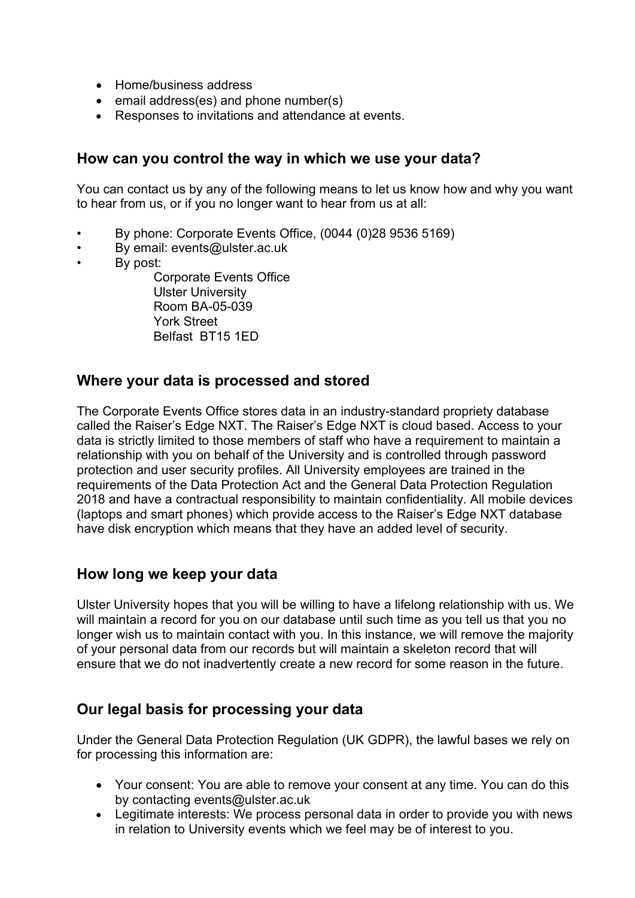- Home/business address
- email address(es) and phone number(s)
- Responses to invitations and attendance at events.

## How can you control the way in which we use your data?

You can contact us by any of the following means to let us know how and why you want to hear from us, or if you no longer want to hear from us at all:

- By phone: Corporate Events Office, (0044 (0)28 9536 5169)
- By email: events@ulster.ac.uk
- By post:
  Corporate Events Office
  Ulster University
  Room BA-05-039
  York Street
  Belfast BT15 1ED

## Where your data is processed and stored

The Corporate Events Office stores data in an industry-standard propriety database called the Raiser's Edge NXT. The Raiser's Edge NXT is cloud based. Access to your data is strictly limited to those members of staff who have a requirement to maintain a relationship with you on behalf of the University and is controlled through password protection and user security profiles. All University employees are trained in the requirements of the Data Protection Act and the General Data Protection Regulation 2018 and have a contractual responsibility to maintain confidentiality. All mobile devices (laptops and smart phones) which provide access to the Raiser's Edge NXT database have disk encryption which means that they have an added level of security.

## How long we keep your data

Ulster University hopes that you will be willing to have a lifelong relationship with us. We will maintain a record for you on our database until such time as you tell us that you no longer wish us to maintain contact with you. In this instance, we will remove the majority of your personal data from our records but will maintain a skeleton record that will ensure that we do not inadvertently create a new record for some reason in the future.

## Our legal basis for processing your data

Under the General Data Protection Regulation (UK GDPR), the lawful bases we rely on for processing this information are:

- Your consent: You are able to remove your consent at any time. You can do this by contacting events@ulster.ac.uk
- Legitimate interests: We process personal data in order to provide you with news in relation to University events which we feel may be of interest to you.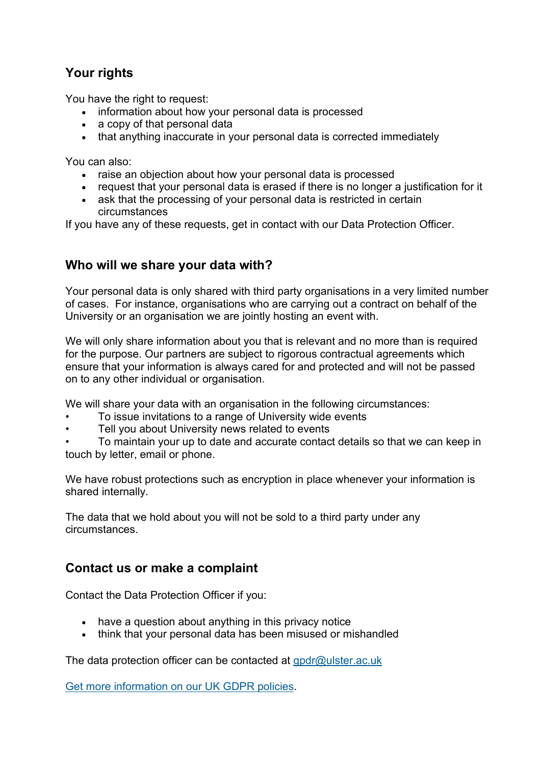## Your rights

You have the right to request:

- information about how your personal data is processed
- a copy of that personal data
- that anything inaccurate in your personal data is corrected immediately

You can also:

- raise an objection about how your personal data is processed
- request that your personal data is erased if there is no longer a justification for it
- ask that the processing of your personal data is restricted in certain circumstances

If you have any of these requests, get in contact with our Data Protection Officer.

## Who will we share your data with?

Your personal data is only shared with third party organisations in a very limited number of cases. For instance, organisations who are carrying out a contract on behalf of the University or an organisation we are jointly hosting an event with.

We will only share information about you that is relevant and no more than is required for the purpose. Our partners are subject to rigorous contractual agreements which ensure that your information is always cared for and protected and will not be passed on to any other individual or organisation.

We will share your data with an organisation in the following circumstances:

- To issue invitations to a range of University wide events
- Tell you about University news related to events
- To maintain your up to date and accurate contact details so that we can keep in touch by letter, email or phone.

We have robust protections such as encryption in place whenever your information is shared internally.

The data that we hold about you will not be sold to a third party under any circumstances.

## Contact us or make a complaint

Contact the Data Protection Officer if you:

- have a question about anything in this privacy notice
- think that your personal data has been misused or mishandled

The data protection officer can be contacted at [gpdr@ulster.ac.uk](mailto:gpdr@ulster.ac.uk)

[Get more information on our UK GDPR policies]().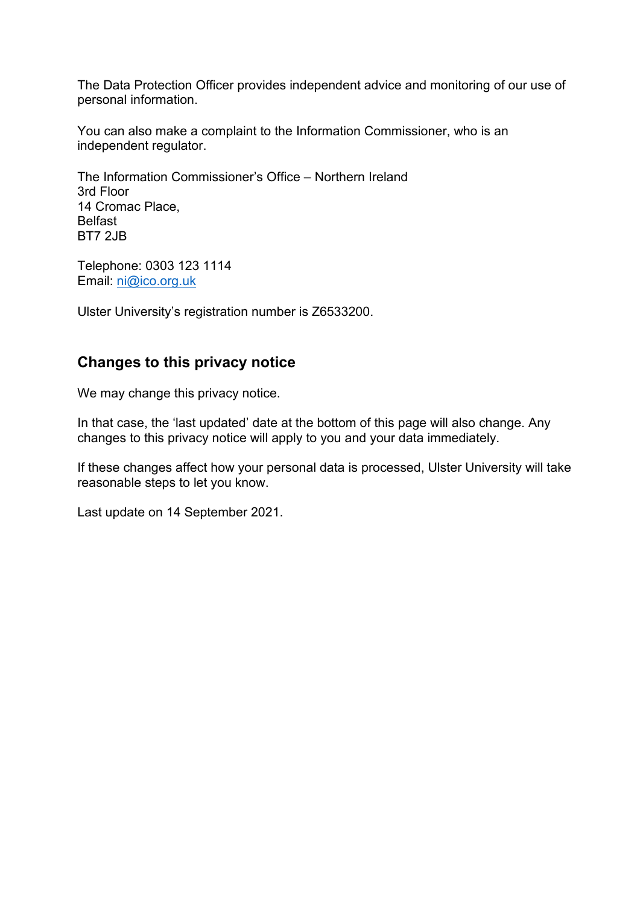The Data Protection Officer provides independent advice and monitoring of our use of personal information.

You can also make a complaint to the Information Commissioner, who is an independent regulator.

The Information Commissioner's Office – Northern Ireland
3rd Floor
14 Cromac Place,
Belfast
BT7 2JB

Telephone: 0303 123 1114
Email: ni@ico.org.uk

Ulster University's registration number is Z6533200.

## Changes to this privacy notice

We may change this privacy notice.

In that case, the 'last updated' date at the bottom of this page will also change. Any changes to this privacy notice will apply to you and your data immediately.

If these changes affect how your personal data is processed, Ulster University will take reasonable steps to let you know.

Last update on 14 September 2021.